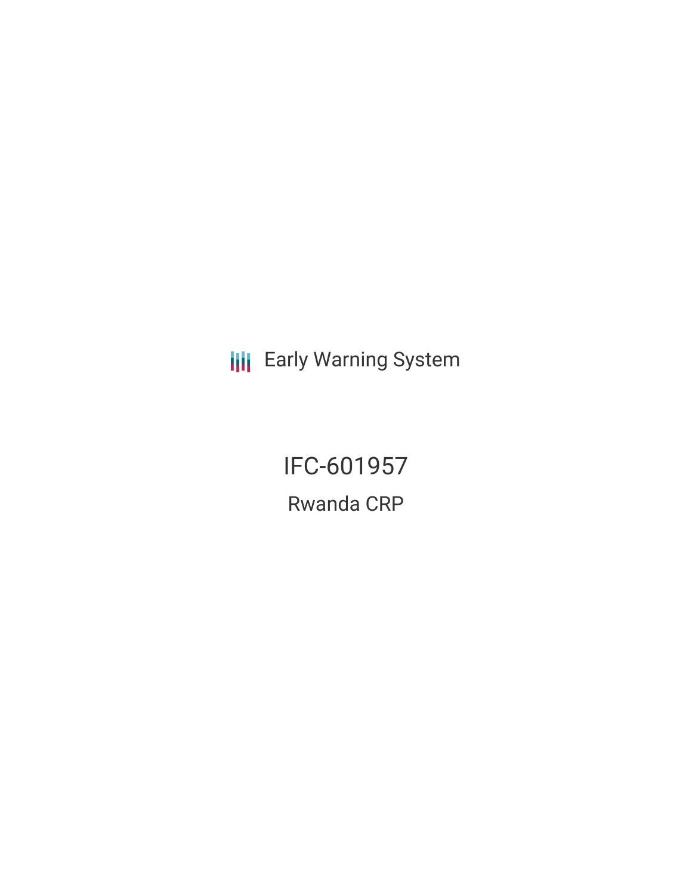Early Warning System

# IFC-601957

## Rwanda CRP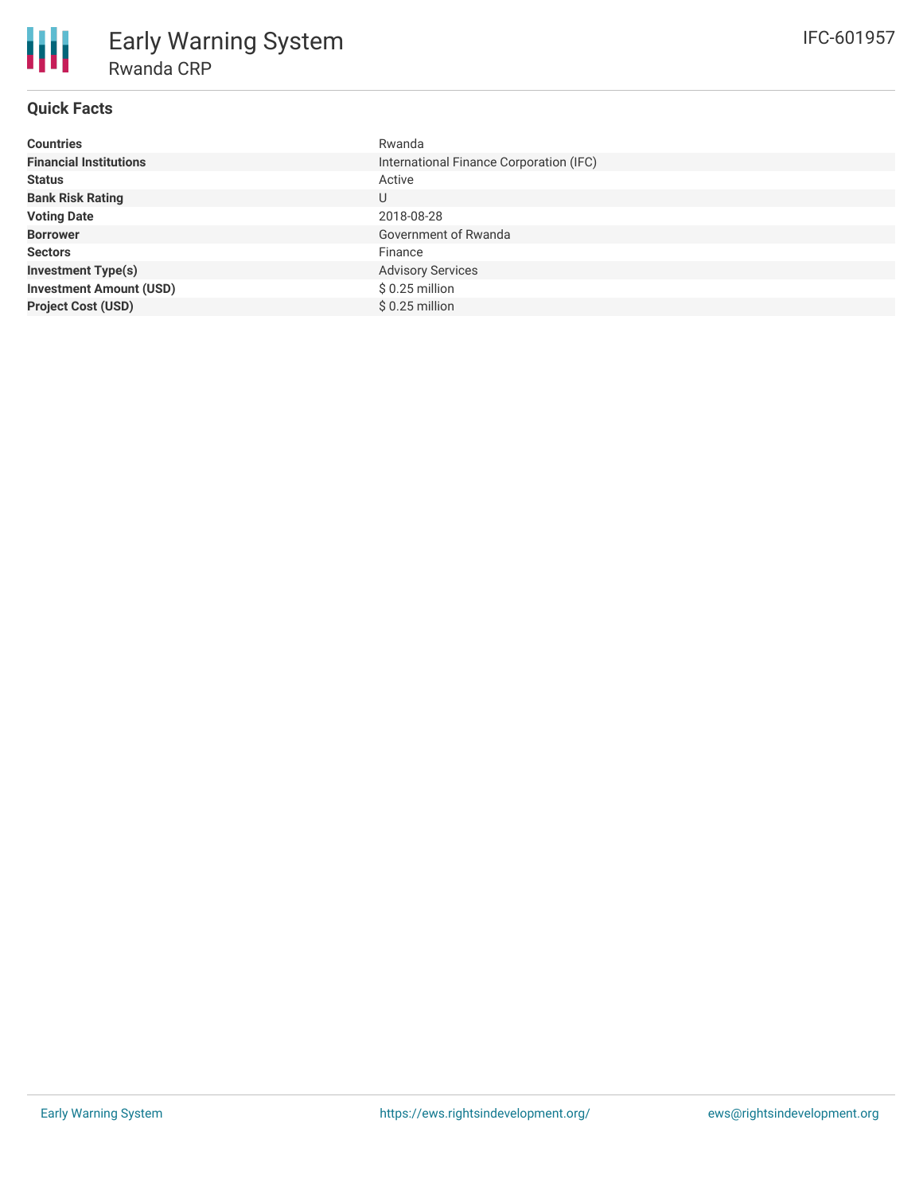# Early Warning System

## Rwanda CRP

IFC-601957

### Quick Facts

| | |
|---|---|
| **Countries** | Rwanda |
| **Financial Institutions** | International Finance Corporation (IFC) |
| **Status** | Active |
| **Bank Risk Rating** | U |
| **Voting Date** | 2018-08-28 |
| **Borrower** | Government of Rwanda |
| **Sectors** | Finance |
| **Investment Type(s)** | Advisory Services |
| **Investment Amount (USD)** | $ 0.25 million |
| **Project Cost (USD)** | $ 0.25 million |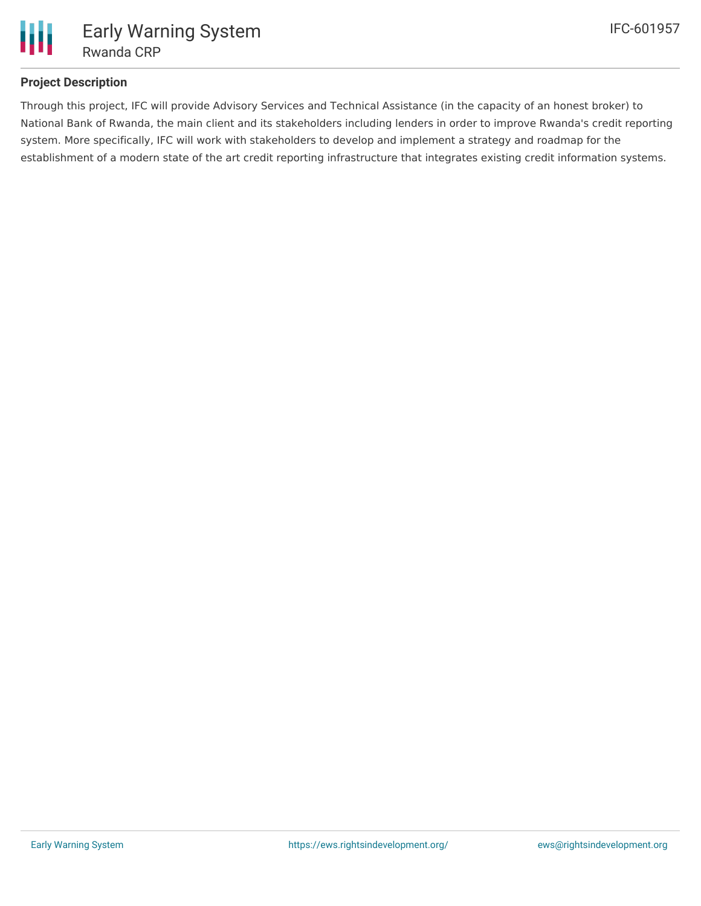## Project Description

Through this project, IFC will provide Advisory Services and Technical Assistance (in the capacity of an honest broker) to National Bank of Rwanda, the main client and its stakeholders including lenders in order to improve Rwanda's credit reporting system. More specifically, IFC will work with stakeholders to develop and implement a strategy and roadmap for the establishment of a modern state of the art credit reporting infrastructure that integrates existing credit information systems.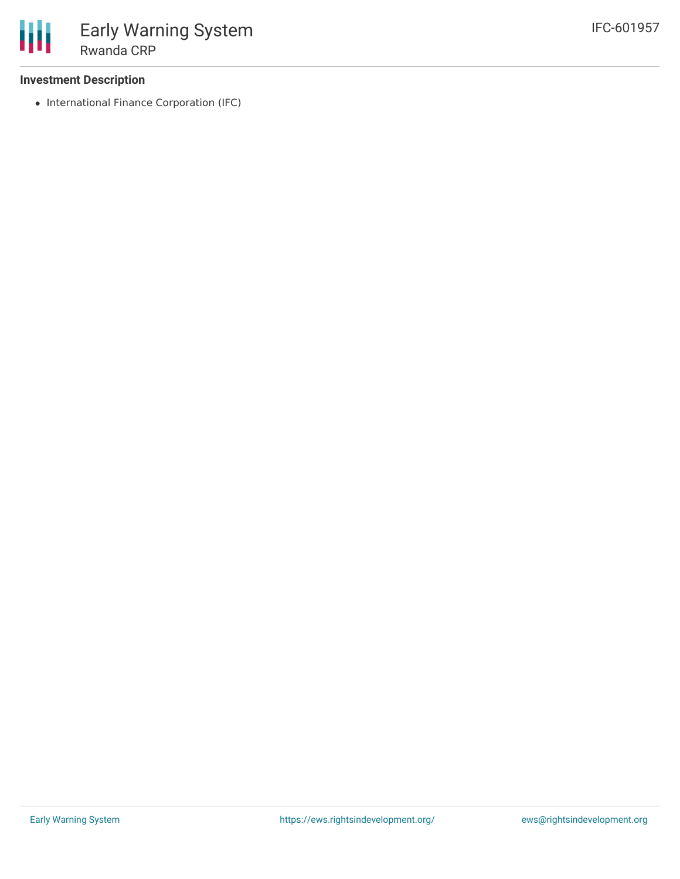### Investment Description

- International Finance Corporation (IFC)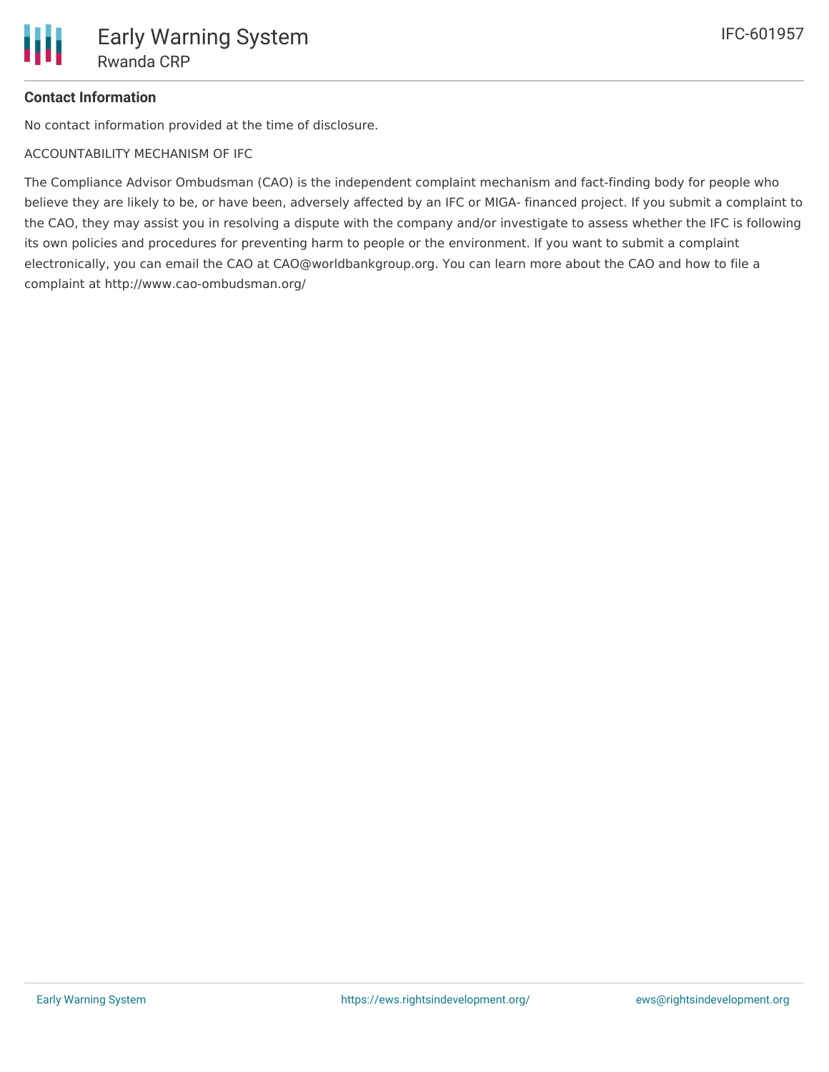**Contact Information**

No contact information provided at the time of disclosure.

ACCOUNTABILITY MECHANISM OF IFC

The Compliance Advisor Ombudsman (CAO) is the independent complaint mechanism and fact-finding body for people who believe they are likely to be, or have been, adversely affected by an IFC or MIGA- financed project. If you submit a complaint to the CAO, they may assist you in resolving a dispute with the company and/or investigate to assess whether the IFC is following its own policies and procedures for preventing harm to people or the environment. If you want to submit a complaint electronically, you can email the CAO at CAO@worldbankgroup.org. You can learn more about the CAO and how to file a complaint at http://www.cao-ombudsman.org/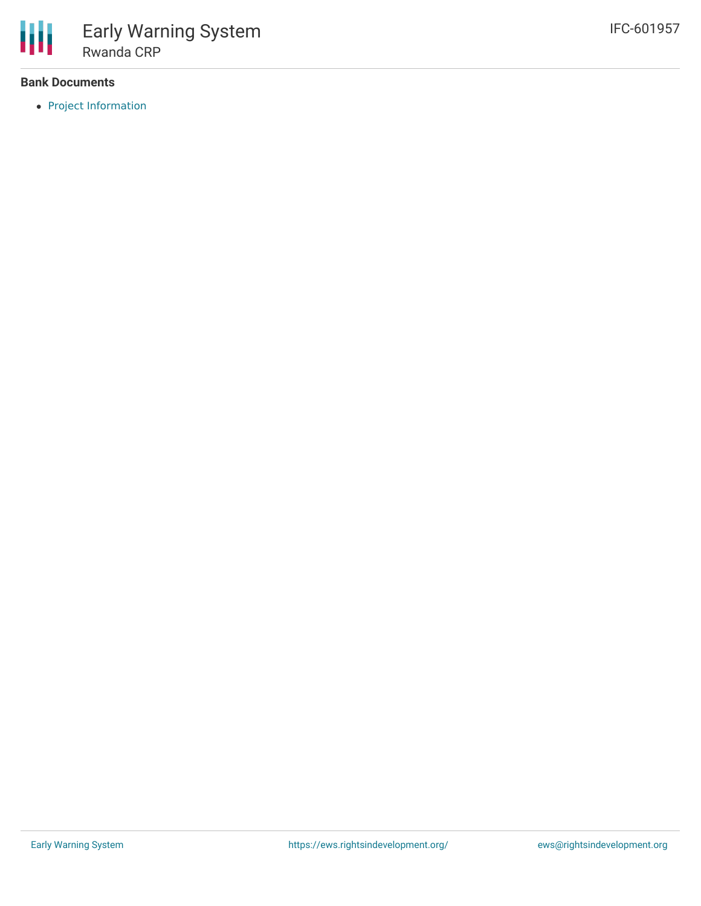**Bank Documents**

- Project Information